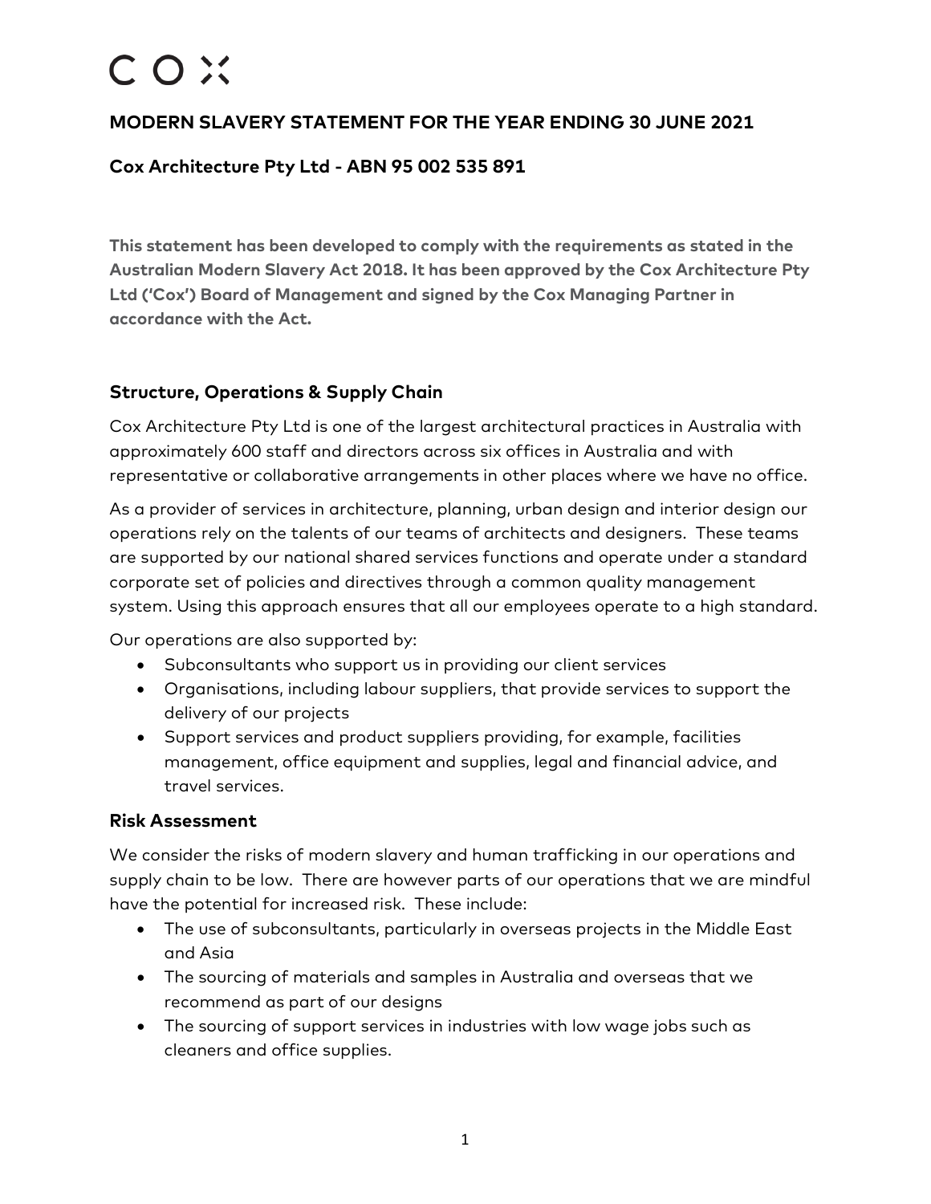# COX

## MODERN SLAVERY STATEMENT FOR THE YEAR ENDING 30 JUNE 2021

### Cox Architecture Pty Ltd - ABN 95 002 535 891

**This statement has been developed to comply with the requirements as stated in the Australian Modern Slavery Act 2018. It has been approved by the Cox Architecture Pty Ltd ('Cox') Board of Management and signed by the Cox Managing Partner in accordance with the Act.**

### Structure, Operations & Supply Chain

Cox Architecture Pty Ltd is one of the largest architectural practices in Australia with approximately 600 staff and directors across six offices in Australia and with representative or collaborative arrangements in other places where we have no office.

As a provider of services in architecture, planning, urban design and interior design our operations rely on the talents of our teams of architects and designers. These teams are supported by our national shared services functions and operate under a standard corporate set of policies and directives through a common quality management system. Using this approach ensures that all our employees operate to a high standard.

Our operations are also supported by:

- Subconsultants who support us in providing our client services
- Organisations, including labour suppliers, that provide services to support the delivery of our projects
- Support services and product suppliers providing, for example, facilities management, office equipment and supplies, legal and financial advice, and travel services.

### Risk Assessment

We consider the risks of modern slavery and human trafficking in our operations and supply chain to be low. There are however parts of our operations that we are mindful have the potential for increased risk. These include:

- The use of subconsultants, particularly in overseas projects in the Middle East and Asia
- The sourcing of materials and samples in Australia and overseas that we recommend as part of our designs
- The sourcing of support services in industries with low wage jobs such as cleaners and office supplies.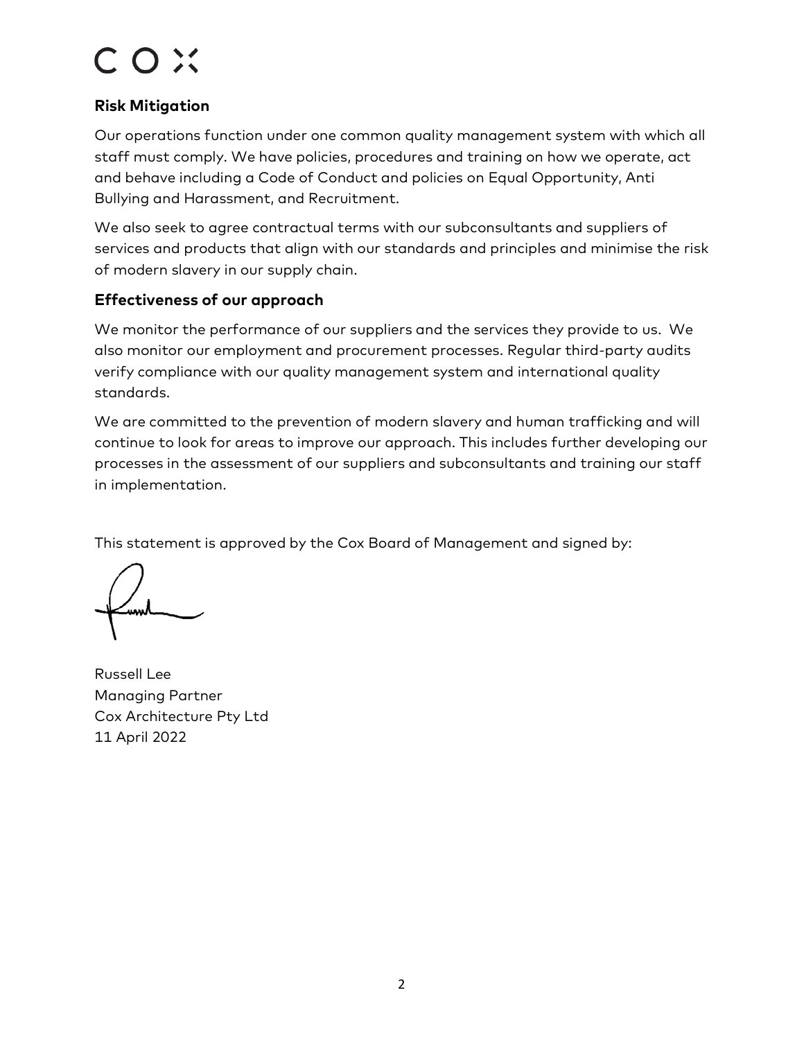COX

## Risk Mitigation

Our operations function under one common quality management system with which all staff must comply. We have policies, procedures and training on how we operate, act and behave including a Code of Conduct and policies on Equal Opportunity, Anti Bullying and Harassment, and Recruitment.

We also seek to agree contractual terms with our subconsultants and suppliers of services and products that align with our standards and principles and minimise the risk of modern slavery in our supply chain.

## Effectiveness of our approach

We monitor the performance of our suppliers and the services they provide to us. We also monitor our employment and procurement processes. Regular third-party audits verify compliance with our quality management system and international quality standards.

We are committed to the prevention of modern slavery and human trafficking and will continue to look for areas to improve our approach. This includes further developing our processes in the assessment of our suppliers and subconsultants and training our staff in implementation.

This statement is approved by the Cox Board of Management and signed by:

Russell Lee
Managing Partner
Cox Architecture Pty Ltd
11 April 2022